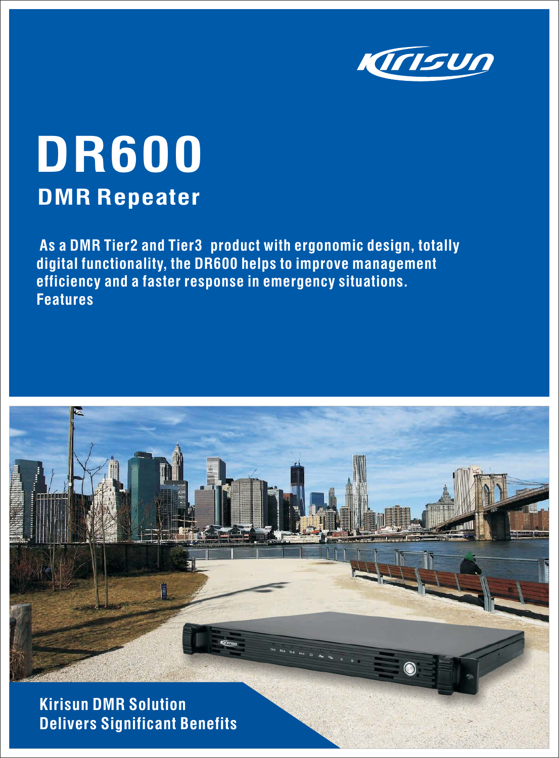Kirisun

# DR600

## DMR Repeater

As a DMR Tier2 and Tier3 product with ergonomic design, totally digital functionality, the DR600 helps to improve management efficiency and a faster response in emergency situations.

Features

**Kirisun DMR Solution Delivers Significant Benefits**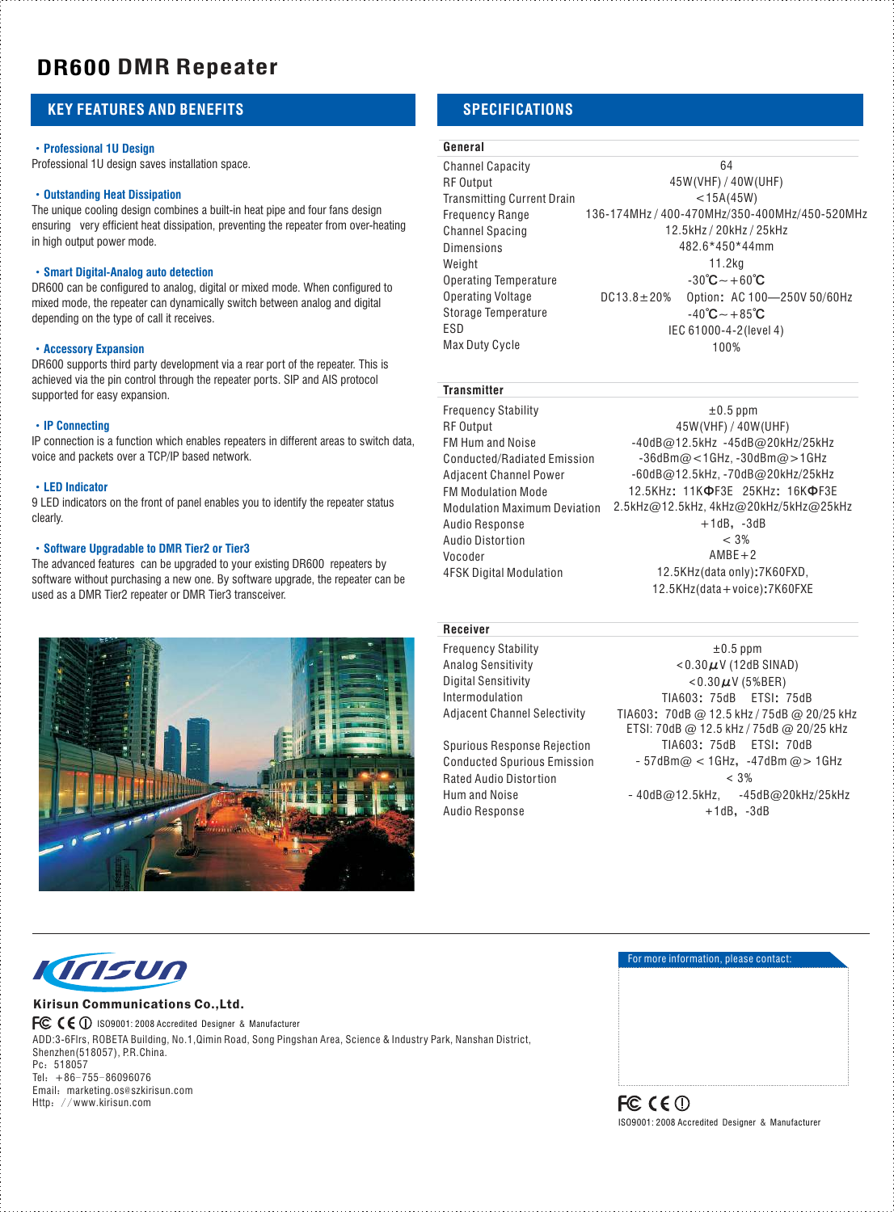# DR600 DMR Repeater

## KEY FEATURES AND BENEFITS

**· Professional 1U Design**

Professional 1U design saves installation space.

**· Outstanding Heat Dissipation**

The unique cooling design combines a built-in heat pipe and four fans design ensuring very efficient heat dissipation, preventing the repeater from over-heating in high output power mode.

**· Smart Digital-Analog auto detection**

DR600 can be configured to analog, digital or mixed mode. When configured to mixed mode, the repeater can dynamically switch between analog and digital depending on the type of call it receives.

**· Accessory Expansion**

DR600 supports third party development via a rear port of the repeater. This is achieved via the pin control through the repeater ports. SIP and AIS protocol supported for easy expansion.

**· IP Connecting**

IP connection is a function which enables repeaters in different areas to switch data, voice and packets over a TCP/IP based network.

**· LED Indicator**

9 LED indicators on the front of panel enables you to identify the repeater status clearly.

**· Software Upgradable to DMR Tier2 or Tier3**

The advanced features can be upgraded to your existing DR600 repeaters by software without purchasing a new one. By software upgrade, the repeater can be used as a DMR Tier2 repeater or DMR Tier3 transceiver.

## SPECIFICATIONS

### General

| | |
|---|---|
| Channel Capacity | 64 |
| RF Output | 45W(VHF) / 40W(UHF) |
| Transmitting Current Drain | <15A(45W) |
| Frequency Range | 136-174MHz / 400-470MHz/350-400MHz/450-520MHz |
| Channel Spacing | 12.5kHz / 20kHz / 25kHz |
| Dimensions | 482.6*450*44mm |
| Weight | 11.2kg |
| Operating Temperature | -30℃~+60℃ |
| Operating Voltage | DC13.8±20% Option: AC 100—250V 50/60Hz |
| Storage Temperature | -40℃~+85℃ |
| ESD | IEC 61000-4-2(level 4) |
| Max Duty Cycle | 100% |

### Transmitter

| | |
|---|---|
| Frequency Stability | ±0.5 ppm |
| RF Output | 45W(VHF) / 40W(UHF) |
| FM Hum and Noise | -40dB@12.5kHz -45dB@20kHz/25kHz |
| Conducted/Radiated Emission | -36dBm@<1GHz, -30dBm@>1GHz |
| Adjacent Channel Power | -60dB@12.5kHz, -70dB@20kHz/25kHz |
| FM Modulation Mode | 12.5KHz: 11KΦF3E 25KHz: 16KΦF3E |
| Modulation Maximum Deviation | 2.5kHz@12.5kHz, 4kHz@20kHz/5kHz@25kHz |
| Audio Response | +1dB, -3dB |
| Audio Distortion | < 3% |
| Vocoder | AMBE+2 |
| 4FSK Digital Modulation | 12.5KHz(data only):7K60FXD, 12.5KHz(data+voice):7K60FXE |

### Receiver

| | |
|---|---|
| Frequency Stability | ±0.5 ppm |
| Analog Sensitivity | <0.30μV (12dB SINAD) |
| Digital Sensitivity | <0.30μV (5%BER) |
| Intermodulation | TIA603: 75dB ETSI: 75dB |
| Adjacent Channel Selectivity | TIA603: 70dB @ 12.5 kHz / 75dB @ 20/25 kHz<br>ETSI: 70dB @ 12.5 kHz / 75dB @ 20/25 kHz |
| Spurious Response Rejection | TIA603: 75dB ETSI: 70dB |
| Conducted Spurious Emission | - 57dBm@ < 1GHz, -47dBm @> 1GHz |
| Rated Audio Distortion | < 3% |
| Hum and Noise | - 40dB@12.5kHz, -45dB@20kHz/25kHz |
| Audio Response | +1dB, -3dB |

**Kirisun Communications Co.,Ltd.**

ISO9001: 2008 Accredited Designer & Manufacturer

ADD:3-6Flrs, ROBETA Building, No.1,Qimin Road, Song Pingshan Area, Science & Industry Park, Nanshan District, Shenzhen(518057), P.R.China.
Pc: 518057
Tel: +86-755-86096076
Email: marketing.os@szkirisun.com
Http: //www.kirisun.com

For more information, please contact:

ISO9001: 2008 Accredited Designer & Manufacturer